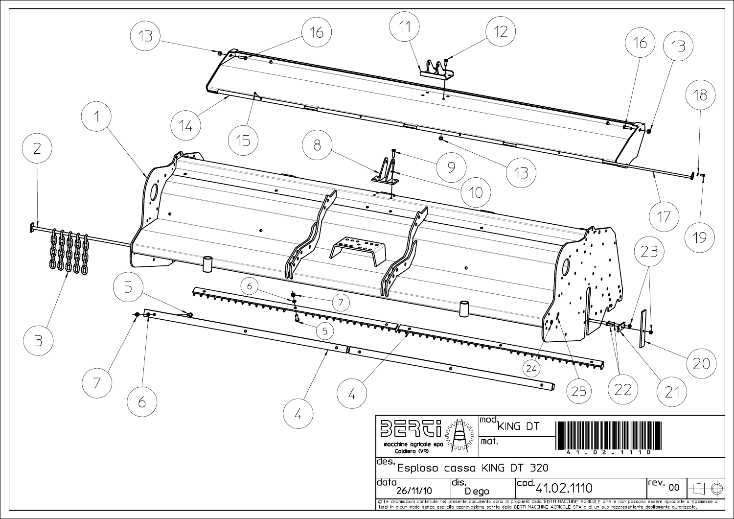BERTI macchine agricole spa Caldiero (VR)

| | |
|---|---|
| mod. | KING DT |
| mat. | |
| des. | Esploso cassa KING DT 320 |
| data | 26/11/10 |
| dis. | Diego |
| cod. | 41.02.1110 |
| rev. | 00 |

41.02.1110

© Le informazioni contenute nel presente documento sono di proprietà della BERTI MACCHINE AGRICOLE SPA e non possono essere riprodotte o trasmesse a terzi in alcun modo senza esplicita approvazione scritta della BERTI MACCHINE AGRICOLE SPA o di un suo rappresentante debitamente autorizzato.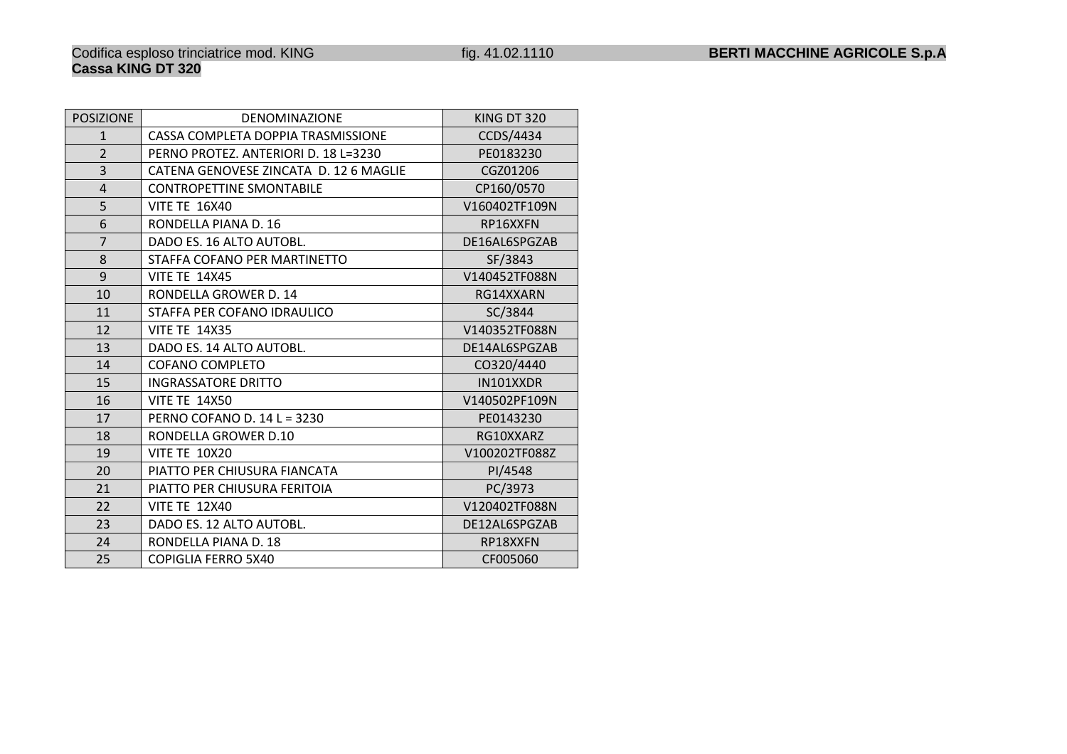Codifica esploso trinciatrice mod. KING fig. 41.02.1110 **BERTI MACCHINE AGRICOLE S.p.A**

**Cassa KING DT 320**

| POSIZIONE | DENOMINAZIONE | KING DT 320 |
|---|---|---|
| 1 | CASSA COMPLETA DOPPIA TRASMISSIONE | CCDS/4434 |
| 2 | PERNO PROTEZ. ANTERIORI D. 18 L=3230 | PE0183230 |
| 3 | CATENA GENOVESE ZINCATA D. 12 6 MAGLIE | CGZ01206 |
| 4 | CONTROPETTINE SMONTABILE | CP160/0570 |
| 5 | VITE TE 16X40 | V160402TF109N |
| 6 | RONDELLA PIANA D. 16 | RP16XXFN |
| 7 | DADO ES. 16 ALTO AUTOBL. | DE16AL6SPGZAB |
| 8 | STAFFA COFANO PER MARTINETTO | SF/3843 |
| 9 | VITE TE 14X45 | V140452TF088N |
| 10 | RONDELLA GROWER D. 14 | RG14XXARN |
| 11 | STAFFA PER COFANO IDRAULICO | SC/3844 |
| 12 | VITE TE 14X35 | V140352TF088N |
| 13 | DADO ES. 14 ALTO AUTOBL. | DE14AL6SPGZAB |
| 14 | COFANO COMPLETO | CO320/4440 |
| 15 | INGRASSATORE DRITTO | IN101XXDR |
| 16 | VITE TE 14X50 | V140502PF109N |
| 17 | PERNO COFANO D. 14 L = 3230 | PE0143230 |
| 18 | RONDELLA GROWER D.10 | RG10XXARZ |
| 19 | VITE TE 10X20 | V100202TF088Z |
| 20 | PIATTO PER CHIUSURA FIANCATA | PI/4548 |
| 21 | PIATTO PER CHIUSURA FERITOIA | PC/3973 |
| 22 | VITE TE 12X40 | V120402TF088N |
| 23 | DADO ES. 12 ALTO AUTOBL. | DE12AL6SPGZAB |
| 24 | RONDELLA PIANA D. 18 | RP18XXFN |
| 25 | COPIGLIA FERRO 5X40 | CF005060 |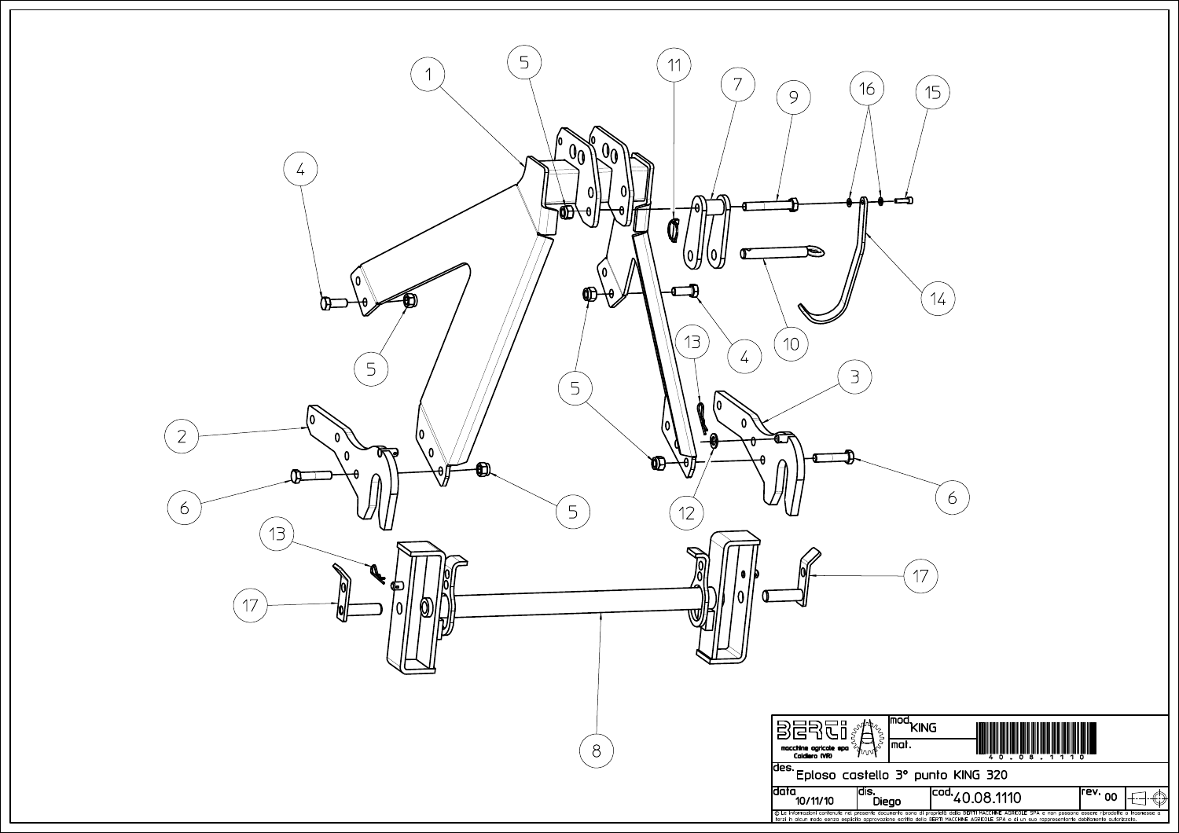| | | |
|---|---|---|
| BERTI macchine agricole spa Caldiero (VR) | mod. KING | 40.08.1110 |
| | mat. | |
| des. Eploso castello 3° punto KING 320 | | |
| data 10/11/10 | dis. Diego | cod. 40.08.1110 | rev. 00 |

© Le informazioni contenute nel presente documento sono di proprietà della BERTI MACCHINE AGRICOLE SPA e non possono essere riprodotte o trasmesse a terzi in alcun modo senza esplicita approvazione scritta della BERTI MACCHINE AGRICOLE SPA o di un suo rappresentante debitamente autorizzato.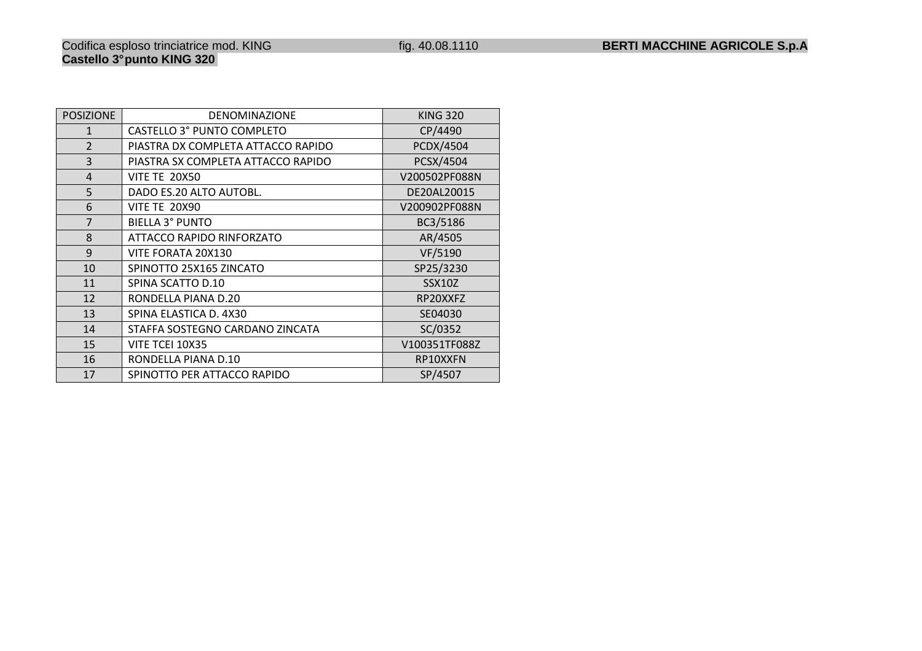Codifica esploso trinciatrice mod. KING fig. 40.08.1110 **BERTI MACCHINE AGRICOLE S.p.A**

**Castello 3°punto KING 320**

| POSIZIONE | DENOMINAZIONE | KING 320 |
|---|---|---|
| 1 | CASTELLO 3° PUNTO COMPLETO | CP/4490 |
| 2 | PIASTRA DX COMPLETA ATTACCO RAPIDO | PCDX/4504 |
| 3 | PIASTRA SX COMPLETA ATTACCO RAPIDO | PCSX/4504 |
| 4 | VITE TE 20X50 | V200502PF088N |
| 5 | DADO ES.20 ALTO AUTOBL. | DE20AL20015 |
| 6 | VITE TE 20X90 | V200902PF088N |
| 7 | BIELLA 3° PUNTO | BC3/5186 |
| 8 | ATTACCO RAPIDO RINFORZATO | AR/4505 |
| 9 | VITE FORATA 20X130 | VF/5190 |
| 10 | SPINOTTO 25X165 ZINCATO | SP25/3230 |
| 11 | SPINA SCATTO D.10 | SSX10Z |
| 12 | RONDELLA PIANA D.20 | RP20XXFZ |
| 13 | SPINA ELASTICA D. 4X30 | SE04030 |
| 14 | STAFFA SOSTEGNO CARDANO ZINCATA | SC/0352 |
| 15 | VITE TCEI 10X35 | V100351TF088Z |
| 16 | RONDELLA PIANA D.10 | RP10XXFN |
| 17 | SPINOTTO PER ATTACCO RAPIDO | SP/4507 |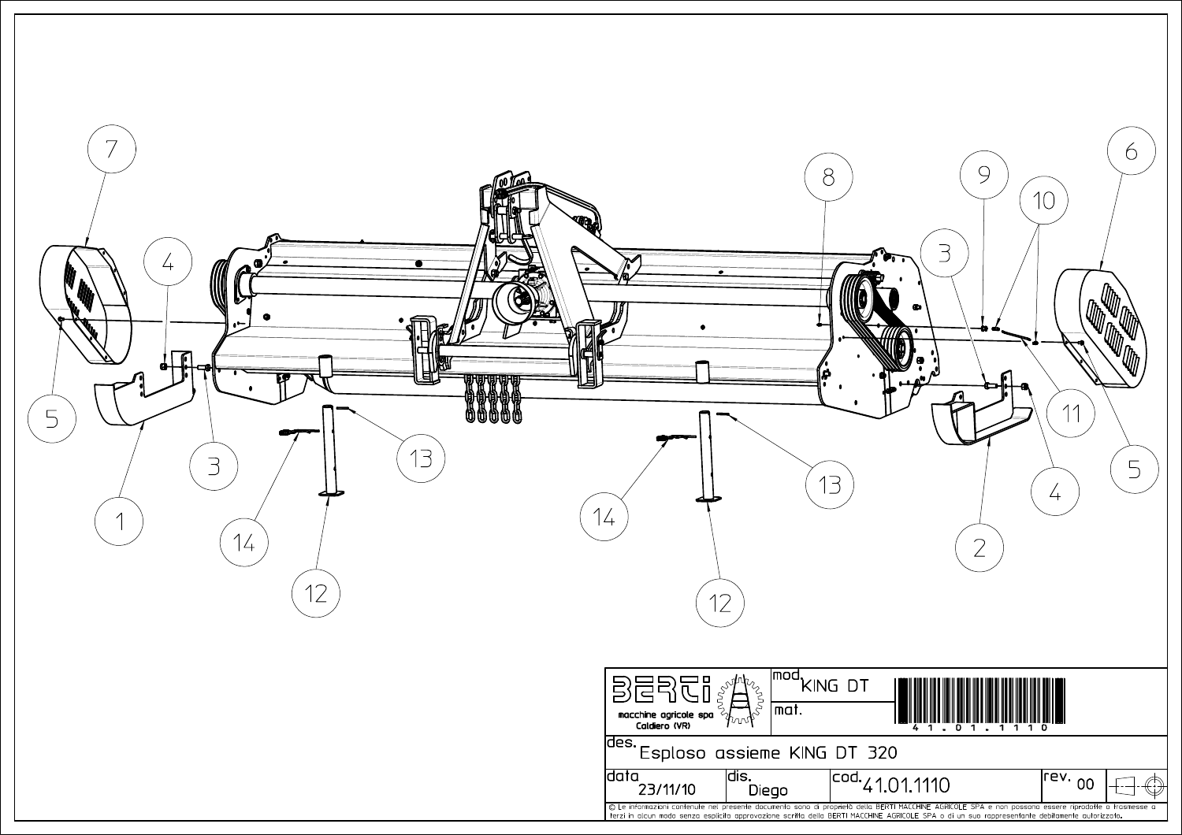| | mod. KING DT | |
|---|---|---|
| BERTI macchine agricole spa Caldiero (VR) | mat. | 41.01.1110 |
| des. Esploso assieme KING DT 320 | | |
| data 23/11/10 | dis. Diego | cod. 41.01.1110 | rev. 00 |

© Le informazioni contenute nel presente documento sono di proprietà della BERTI MACCHINE AGRICOLE SPA e non possono essere riprodotte o trasmesse a terzi in alcun modo senza esplicita approvazione scritta della BERTI MACCHINE AGRICOLE SPA o di un suo rappresentante debitamente autorizzato.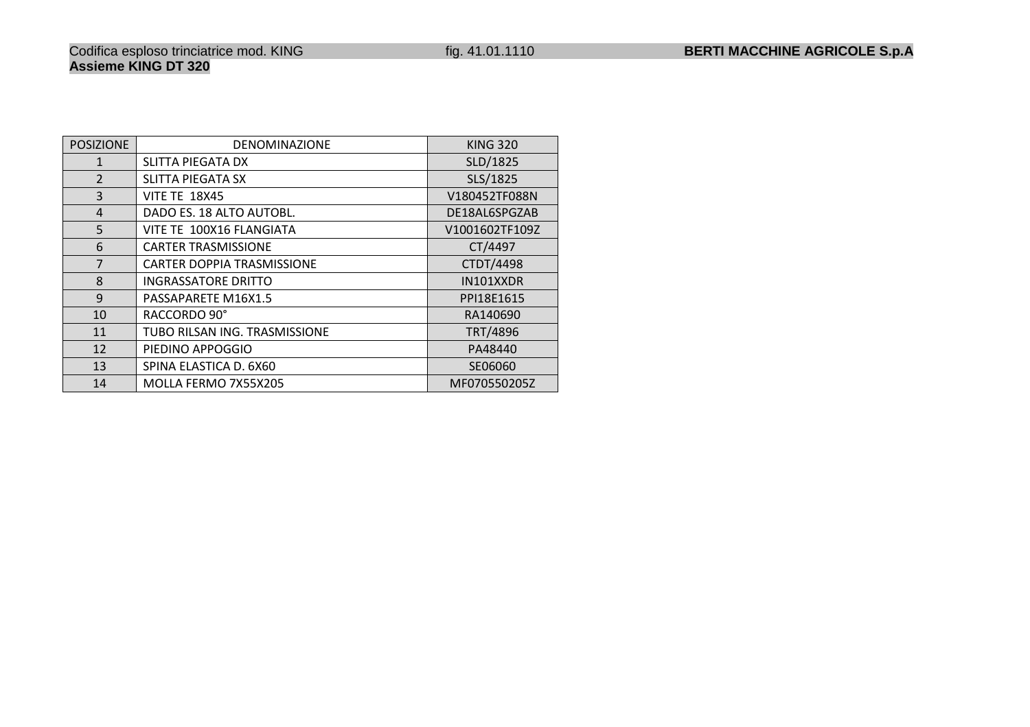Codifica esploso trinciatrice mod. KING fig. 41.01.1110 **BERTI MACCHINE AGRICOLE S.p.A**

**Assieme KING DT 320**

| POSIZIONE | DENOMINAZIONE | KING 320 |
|---|---|---|
| 1 | SLITTA PIEGATA DX | SLD/1825 |
| 2 | SLITTA PIEGATA SX | SLS/1825 |
| 3 | VITE TE 18X45 | V180452TF088N |
| 4 | DADO ES. 18 ALTO AUTOBL. | DE18AL6SPGZAB |
| 5 | VITE TE 100X16 FLANGIATA | V1001602TF109Z |
| 6 | CARTER TRASMISSIONE | CT/4497 |
| 7 | CARTER DOPPIA TRASMISSIONE | CTDT/4498 |
| 8 | INGRASSATORE DRITTO | IN101XXDR |
| 9 | PASSAPARETE M16X1.5 | PPI18E1615 |
| 10 | RACCORDO 90° | RA140690 |
| 11 | TUBO RILSAN ING. TRASMISSIONE | TRT/4896 |
| 12 | PIEDINO APPOGGIO | PA48440 |
| 13 | SPINA ELASTICA D. 6X60 | SE06060 |
| 14 | MOLLA FERMO 7X55X205 | MF070550205Z |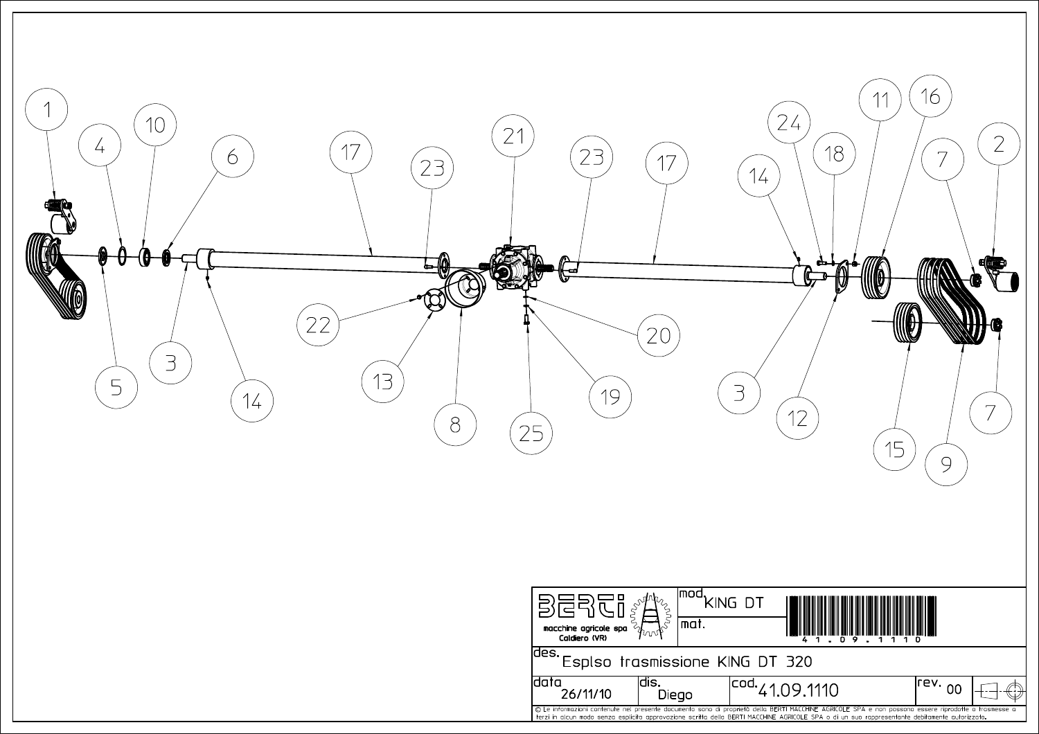1 4 10 6 17 23 21 23 17 14 24 18 11 16 7 2

5 3 14 22 13 8 25 19 20 3 12 15 9 7

| BERTI macchine agricole spa Caldiero (VR) | mod. KING DT | |
|---|---|---|
| | mat. | 41.09.1110 |
| des. Esplso trasmissione KING DT 320 | | |
| data 26/11/10 | dis. Diego | cod. 41.09.1110 | rev. 00 |

© Le informazioni contenute nel presente documento sono di proprietà della BERTI MACCHINE AGRICOLE SPA e non possono essere riprodotte o trasmesse a terzi in alcun modo senza esplicita approvazione scritta della BERTI MACCHINE AGRICOLE SPA o di un suo rappresentante debitamente autorizzato.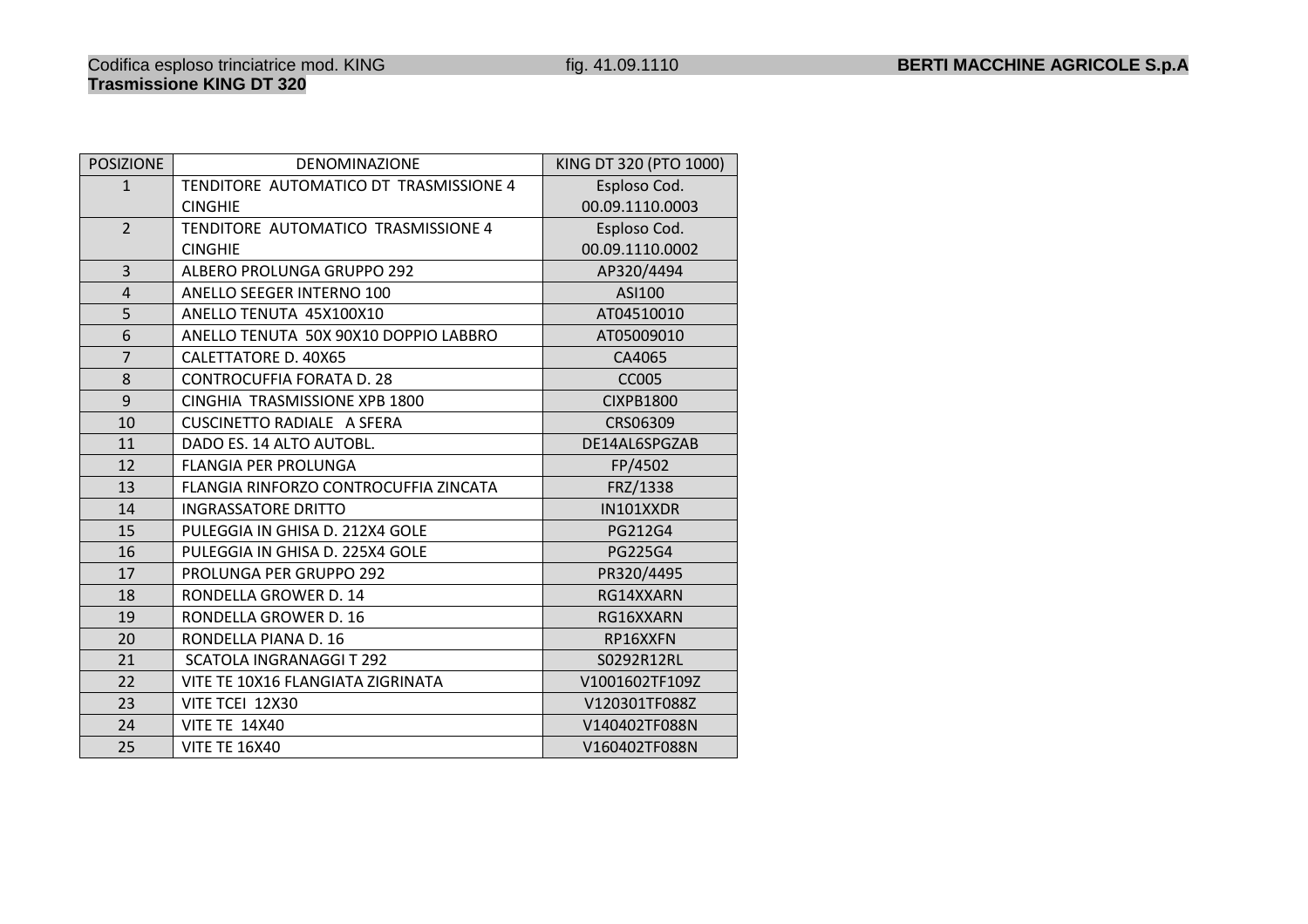Codifica esploso trinciatrice mod. KING fig. 41.09.1110 **BERTI MACCHINE AGRICOLE S.p.A**

**Trasmissione KING DT 320**

| POSIZIONE | DENOMINAZIONE | KING DT 320 (PTO 1000) |
|---|---|---|
| 1 | TENDITORE AUTOMATICO DT TRASMISSIONE 4 CINGHIE | Esploso Cod. 00.09.1110.0003 |
| 2 | TENDITORE AUTOMATICO TRASMISSIONE 4 CINGHIE | Esploso Cod. 00.09.1110.0002 |
| 3 | ALBERO PROLUNGA GRUPPO 292 | AP320/4494 |
| 4 | ANELLO SEEGER INTERNO 100 | ASI100 |
| 5 | ANELLO TENUTA 45X100X10 | AT04510010 |
| 6 | ANELLO TENUTA 50X 90X10 DOPPIO LABBRO | AT05009010 |
| 7 | CALETTATORE D. 40X65 | CA4065 |
| 8 | CONTROCUFFIA FORATA D. 28 | CC005 |
| 9 | CINGHIA TRASMISSIONE XPB 1800 | CIXPB1800 |
| 10 | CUSCINETTO RADIALE A SFERA | CRS06309 |
| 11 | DADO ES. 14 ALTO AUTOBL. | DE14AL6SPGZAB |
| 12 | FLANGIA PER PROLUNGA | FP/4502 |
| 13 | FLANGIA RINFORZO CONTROCUFFIA ZINCATA | FRZ/1338 |
| 14 | INGRASSATORE DRITTO | IN101XXDR |
| 15 | PULEGGIA IN GHISA D. 212X4 GOLE | PG212G4 |
| 16 | PULEGGIA IN GHISA D. 225X4 GOLE | PG225G4 |
| 17 | PROLUNGA PER GRUPPO 292 | PR320/4495 |
| 18 | RONDELLA GROWER D. 14 | RG14XXARN |
| 19 | RONDELLA GROWER D. 16 | RG16XXARN |
| 20 | RONDELLA PIANA D. 16 | RP16XXFN |
| 21 | SCATOLA INGRANAGGI T 292 | S0292R12RL |
| 22 | VITE TE 10X16 FLANGIATA ZIGRINATA | V1001602TF109Z |
| 23 | VITE TCEI 12X30 | V120301TF088Z |
| 24 | VITE TE 14X40 | V140402TF088N |
| 25 | VITE TE 16X40 | V160402TF088N |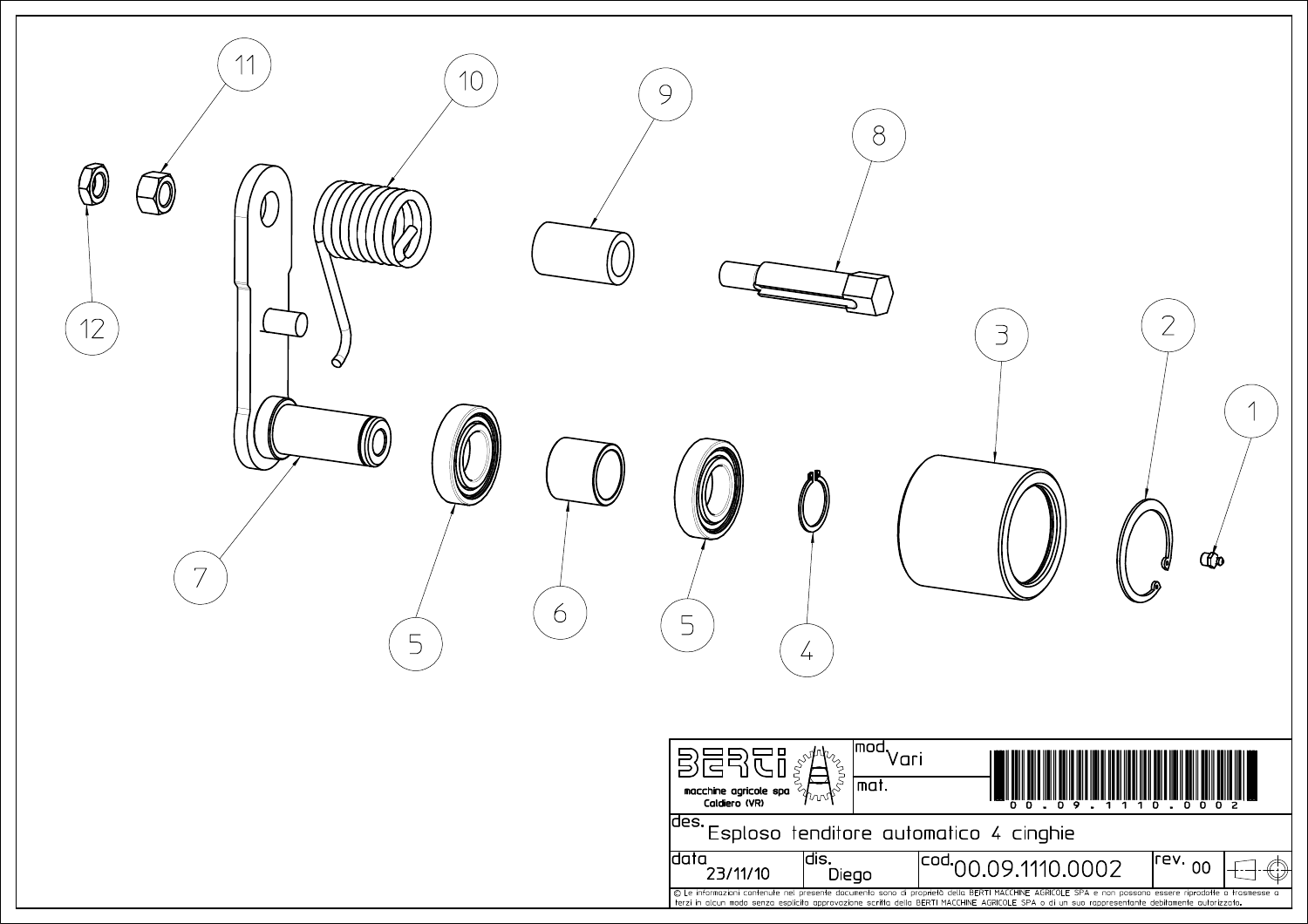11

10

9

8

12

3

2

1

7

5

6

5

4

| BERTI macchine agricole spa Caldiero (VR) | mod. Vari | 00.09.1110.0002 |
|---|---|---|
| | mat. | |

des. Esploso tenditore automatico 4 cinghie

| data 23/11/10 | dis. Diego | cod. 00.09.1110.0002 | rev. 00 |
|---|---|---|---|

© Le informazioni contenute nel presente documento sono di proprietà della BERTI MACCHINE AGRICOLE SPA e non possono essere riprodotte o trasmesse a terzi in alcun modo senza esplicita approvazione scritta della BERTI MACCHINE AGRICOLE SPA o di un suo rappresentante debitamente autorizzato.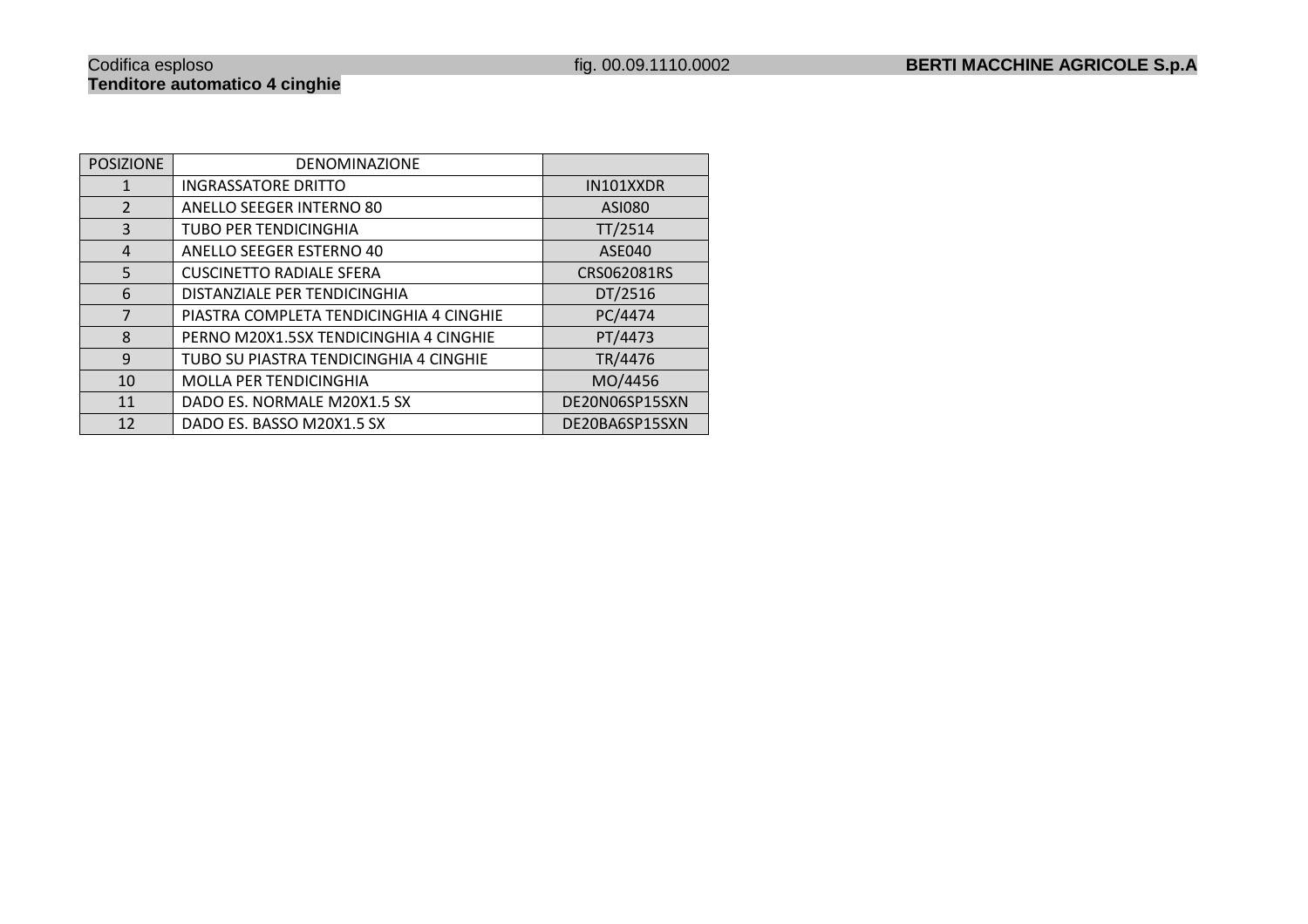Codifica esploso fig. 00.09.1110.0002 **BERTI MACCHINE AGRICOLE S.p.A**

**Tenditore automatico 4 cinghie**

| POSIZIONE | DENOMINAZIONE | |
|---|---|---|
| 1 | INGRASSATORE DRITTO | IN101XXDR |
| 2 | ANELLO SEEGER INTERNO 80 | ASI080 |
| 3 | TUBO PER TENDICINGHIA | TT/2514 |
| 4 | ANELLO SEEGER ESTERNO 40 | ASE040 |
| 5 | CUSCINETTO RADIALE SFERA | CRS062081RS |
| 6 | DISTANZIALE PER TENDICINGHIA | DT/2516 |
| 7 | PIASTRA COMPLETA TENDICINGHIA 4 CINGHIE | PC/4474 |
| 8 | PERNO M20X1.5SX TENDICINGHIA 4 CINGHIE | PT/4473 |
| 9 | TUBO SU PIASTRA TENDICINGHIA 4 CINGHIE | TR/4476 |
| 10 | MOLLA PER TENDICINGHIA | MO/4456 |
| 11 | DADO ES. NORMALE M20X1.5 SX | DE20N06SP15SXN |
| 12 | DADO ES. BASSO M20X1.5 SX | DE20BA6SP15SXN |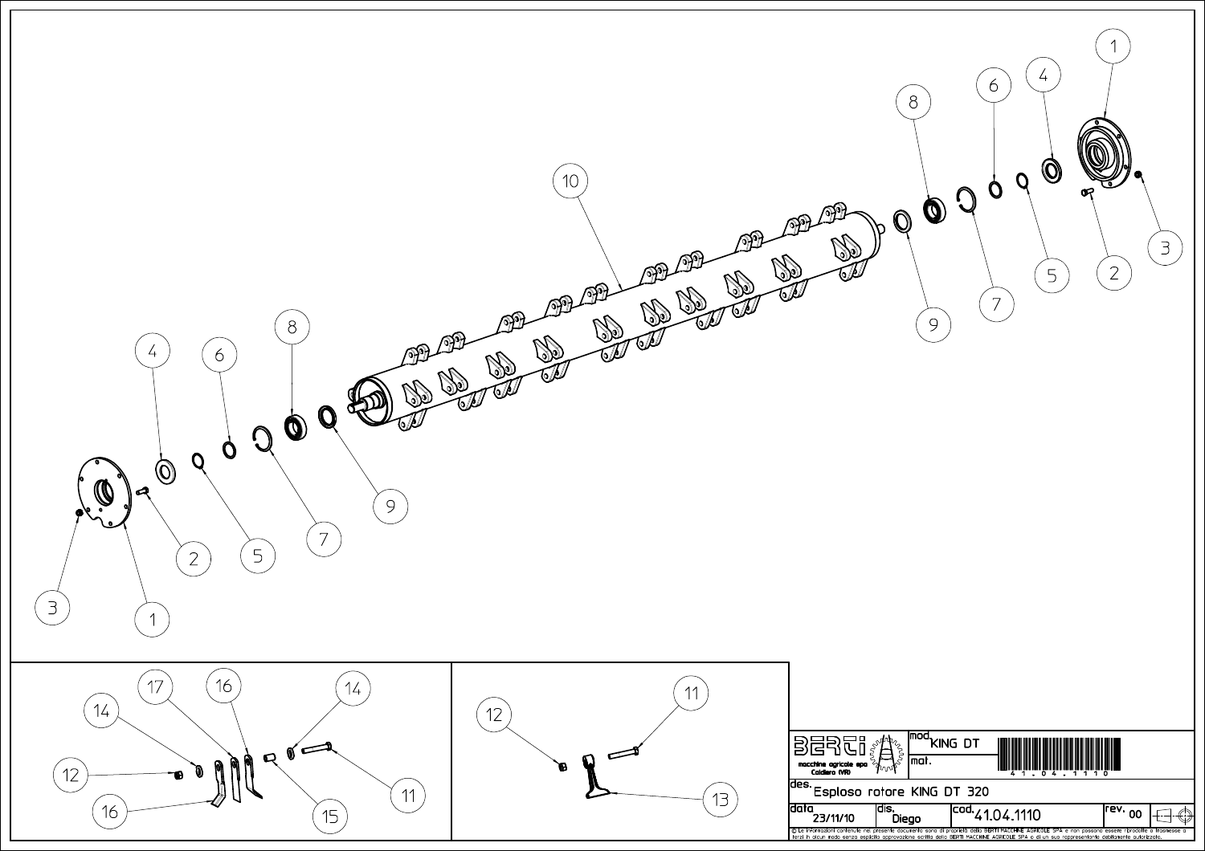| | | |
|---|---|---|
| BERTI macchine agricole spa Caldiero (VR) | mod. KING DT | 4 1 . 0 4 . 1 1 1 0 |
| | mat. | |
| des. Esploso rotore KING DT 320 | | |
| data 23/11/10 | dis. Diego | cod. 41.04.1110 | rev. 00 |

© Le informazioni contenute nel presente documento sono di proprietà della BERTI MACCHINE AGRICOLE SPA e non possono essere riprodotte o trasmesse a terzi in alcun modo senza esplicita approvazione scritta della BERTI MACCHINE AGRICOLE SPA o di un suo rappresentante debitamente autorizzato.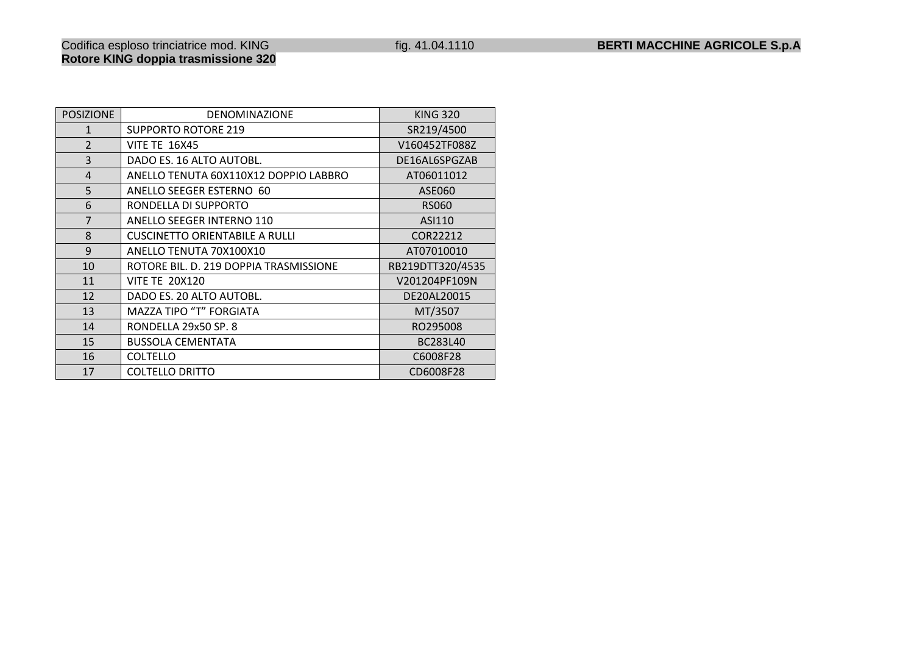Codifica esploso trinciatrice mod. KING fig. 41.04.1110 **BERTI MACCHINE AGRICOLE S.p.A**

**Rotore KING doppia trasmissione 320**

| POSIZIONE | DENOMINAZIONE | KING 320 |
|---|---|---|
| 1 | SUPPORTO ROTORE 219 | SR219/4500 |
| 2 | VITE TE 16X45 | V160452TF088Z |
| 3 | DADO ES. 16 ALTO AUTOBL. | DE16AL6SPGZAB |
| 4 | ANELLO TENUTA 60X110X12 DOPPIO LABBRO | AT06011012 |
| 5 | ANELLO SEEGER ESTERNO 60 | ASE060 |
| 6 | RONDELLA DI SUPPORTO | RS060 |
| 7 | ANELLO SEEGER INTERNO 110 | ASI110 |
| 8 | CUSCINETTO ORIENTABILE A RULLI | COR22212 |
| 9 | ANELLO TENUTA 70X100X10 | AT07010010 |
| 10 | ROTORE BIL. D. 219 DOPPIA TRASMISSIONE | RB219DTT320/4535 |
| 11 | VITE TE 20X120 | V201204PF109N |
| 12 | DADO ES. 20 ALTO AUTOBL. | DE20AL20015 |
| 13 | MAZZA TIPO "T" FORGIATA | MT/3507 |
| 14 | RONDELLA 29x50 SP. 8 | RO295008 |
| 15 | BUSSOLA CEMENTATA | BC283L40 |
| 16 | COLTELLO | C6008F28 |
| 17 | COLTELLO DRITTO | CD6008F28 |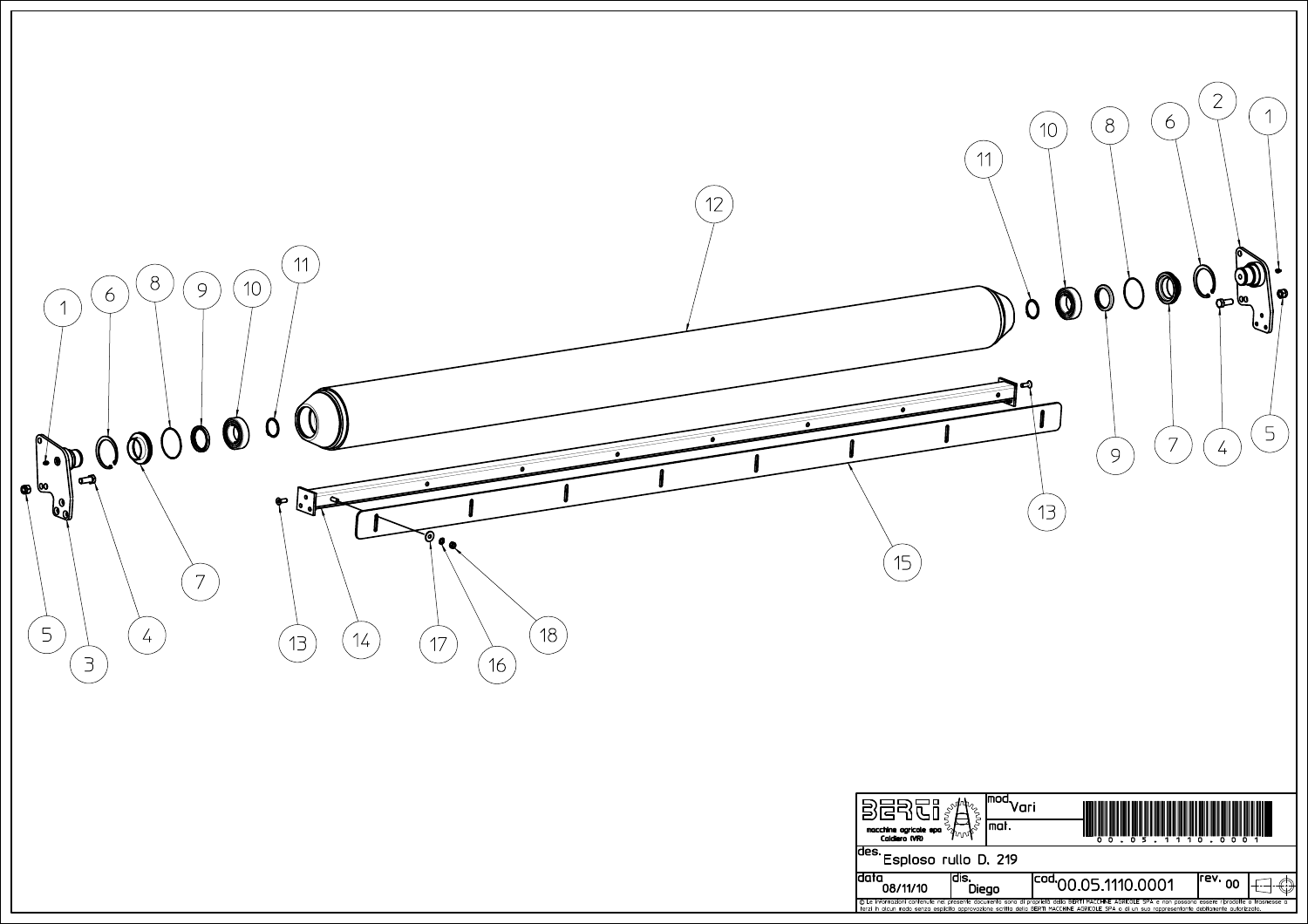1 6 8 9 10 11 12 11 10 8 6 2 1

5 3 4 7 13 14 17 16 18 15 13 9 7 4 5

| | |
|---|---|
| BERTI macchine agricole spa Caldiero (VR) | mod. Vari |
| | mat. |
| des. Esploso rullo D. 219 | |
| data 08/11/10 | dis. Diego |
| cod. 00.05.1110.0001 | rev. 00 |

00.05.1110.0001

© Le informazioni contenute nel presente documento sono di proprietà della BERTI MACCHINE AGRICOLE SPA e non possono essere riprodotte o trasmesse a terzi in alcun modo senza esplicita approvazione scritta della BERTI MACCHINE AGRICOLE SPA o di un suo rappresentante debitamente autorizzato.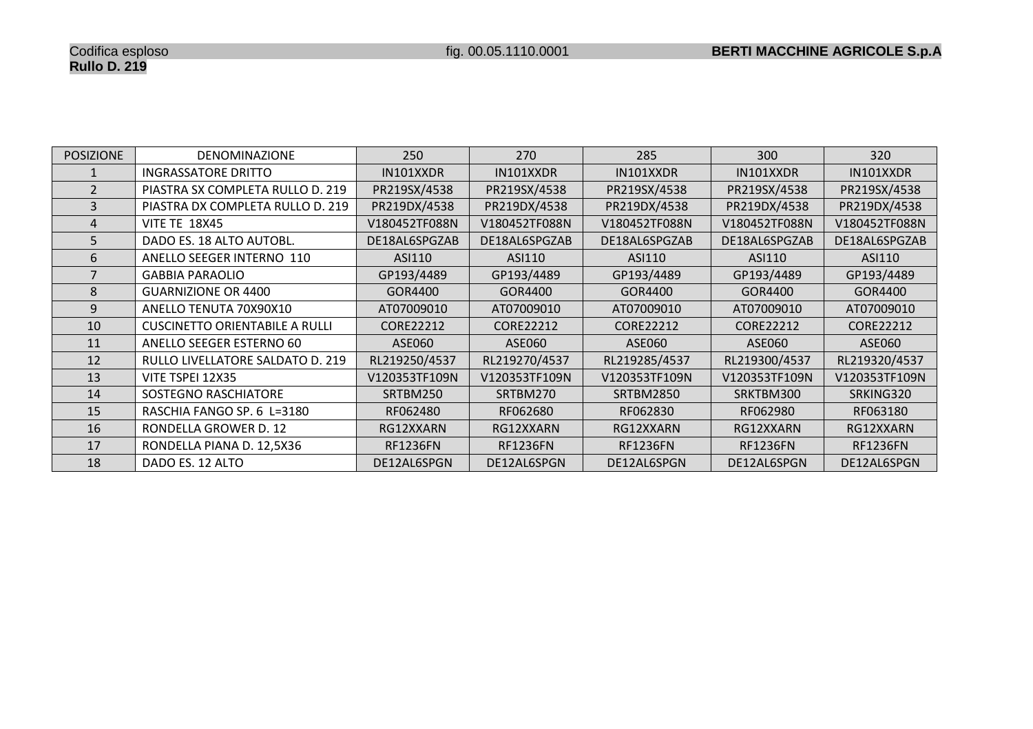Codifica esploso fig. 00.05.1110.0001 **BERTI MACCHINE AGRICOLE S.p.A**

**Rullo D. 219**

| POSIZIONE | DENOMINAZIONE | 250 | 270 | 285 | 300 | 320 |
|---|---|---|---|---|---|---|
| 1 | INGRASSATORE DRITTO | IN101XXDR | IN101XXDR | IN101XXDR | IN101XXDR | IN101XXDR |
| 2 | PIASTRA SX COMPLETA RULLO D. 219 | PR219SX/4538 | PR219SX/4538 | PR219SX/4538 | PR219SX/4538 | PR219SX/4538 |
| 3 | PIASTRA DX COMPLETA RULLO D. 219 | PR219DX/4538 | PR219DX/4538 | PR219DX/4538 | PR219DX/4538 | PR219DX/4538 |
| 4 | VITE TE 18X45 | V180452TF088N | V180452TF088N | V180452TF088N | V180452TF088N | V180452TF088N |
| 5 | DADO ES. 18 ALTO AUTOBL. | DE18AL6SPGZAB | DE18AL6SPGZAB | DE18AL6SPGZAB | DE18AL6SPGZAB | DE18AL6SPGZAB |
| 6 | ANELLO SEEGER INTERNO 110 | ASI110 | ASI110 | ASI110 | ASI110 | ASI110 |
| 7 | GABBIA PARAOLIO | GP193/4489 | GP193/4489 | GP193/4489 | GP193/4489 | GP193/4489 |
| 8 | GUARNIZIONE OR 4400 | GOR4400 | GOR4400 | GOR4400 | GOR4400 | GOR4400 |
| 9 | ANELLO TENUTA 70X90X10 | AT07009010 | AT07009010 | AT07009010 | AT07009010 | AT07009010 |
| 10 | CUSCINETTO ORIENTABILE A RULLI | CORE22212 | CORE22212 | CORE22212 | CORE22212 | CORE22212 |
| 11 | ANELLO SEEGER ESTERNO 60 | ASE060 | ASE060 | ASE060 | ASE060 | ASE060 |
| 12 | RULLO LIVELLATORE SALDATO D. 219 | RL219250/4537 | RL219270/4537 | RL219285/4537 | RL219300/4537 | RL219320/4537 |
| 13 | VITE TSPEI 12X35 | V120353TF109N | V120353TF109N | V120353TF109N | V120353TF109N | V120353TF109N |
| 14 | SOSTEGNO RASCHIATORE | SRTBM250 | SRTBM270 | SRTBM2850 | SRKTBM300 | SRKING320 |
| 15 | RASCHIA FANGO SP. 6 L=3180 | RF062480 | RF062680 | RF062830 | RF062980 | RF063180 |
| 16 | RONDELLA GROWER D. 12 | RG12XXARN | RG12XXARN | RG12XXARN | RG12XXARN | RG12XXARN |
| 17 | RONDELLA PIANA D. 12,5X36 | RF1236FN | RF1236FN | RF1236FN | RF1236FN | RF1236FN |
| 18 | DADO ES. 12 ALTO | DE12AL6SPGN | DE12AL6SPGN | DE12AL6SPGN | DE12AL6SPGN | DE12AL6SPGN |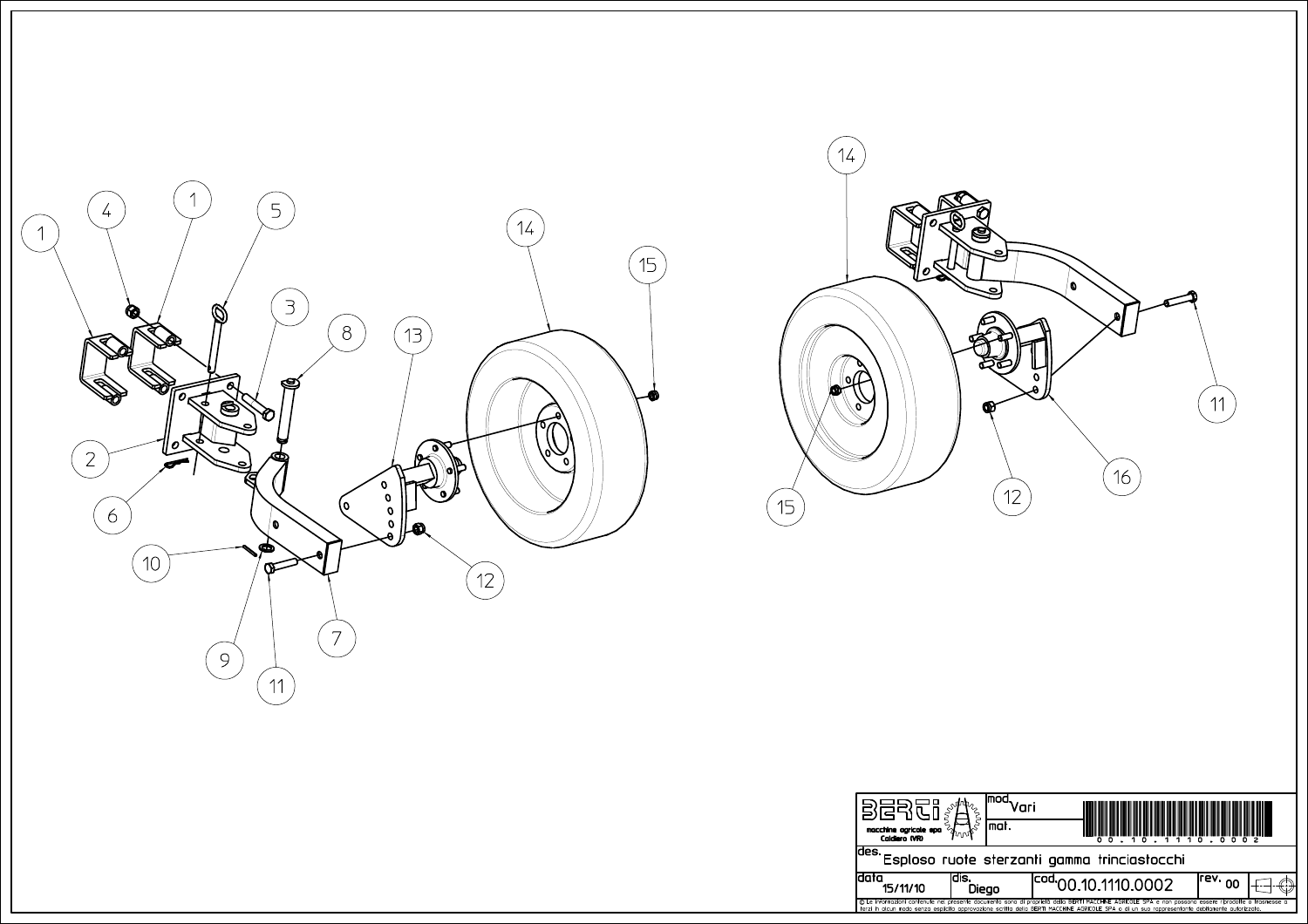1

4

1

5

3

8

13

14

15

2

6

10

9

11

7

12

14

11

16

12

15

| BERTI macchine agricole spa Caldiero (VR) | mod. Vari | |
|---|---|---|
| | mat. | 00.10.1110.0002 |
| des. Esploso ruote sterzanti gamma trinciastocchi | | |
| data 15/11/10 | dis. Diego | cod. 00.10.1110.0002 | rev. 00 |

© Le informazioni contenute nel presente documento sono di proprietà della BERTI MACCHINE AGRICOLE SPA e non possono essere riprodotte o trasmesse a terzi in alcun modo senza esplicita approvazione scritta della BERTI MACCHINE AGRICOLE SPA o di un suo rappresentante debitamente autorizzato.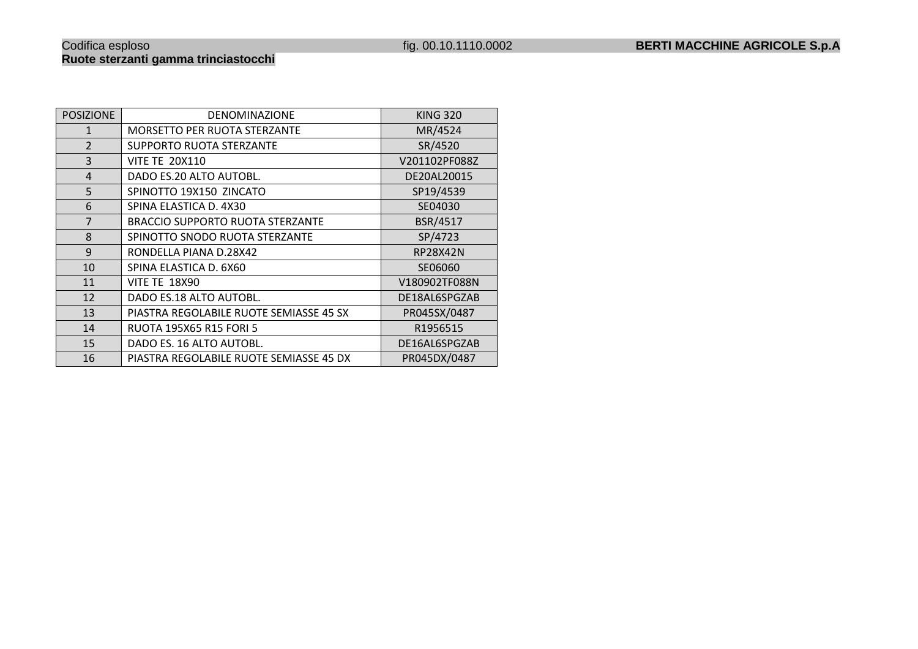Codifica esploso fig. 00.10.1110.0002 **BERTI MACCHINE AGRICOLE S.p.A**

**Ruote sterzanti gamma trinciastocchi**

| POSIZIONE | DENOMINAZIONE | KING 320 |
|---|---|---|
| 1 | MORSETTO PER RUOTA STERZANTE | MR/4524 |
| 2 | SUPPORTO RUOTA STERZANTE | SR/4520 |
| 3 | VITE TE 20X110 | V201102PF088Z |
| 4 | DADO ES.20 ALTO AUTOBL. | DE20AL20015 |
| 5 | SPINOTTO 19X150 ZINCATO | SP19/4539 |
| 6 | SPINA ELASTICA D. 4X30 | SE04030 |
| 7 | BRACCIO SUPPORTO RUOTA STERZANTE | BSR/4517 |
| 8 | SPINOTTO SNODO RUOTA STERZANTE | SP/4723 |
| 9 | RONDELLA PIANA D.28X42 | RP28X42N |
| 10 | SPINA ELASTICA D. 6X60 | SE06060 |
| 11 | VITE TE 18X90 | V180902TF088N |
| 12 | DADO ES.18 ALTO AUTOBL. | DE18AL6SPGZAB |
| 13 | PIASTRA REGOLABILE RUOTE SEMIASSE 45 SX | PR045SX/0487 |
| 14 | RUOTA 195X65 R15 FORI 5 | R1956515 |
| 15 | DADO ES. 16 ALTO AUTOBL. | DE16AL6SPGZAB |
| 16 | PIASTRA REGOLABILE RUOTE SEMIASSE 45 DX | PR045DX/0487 |